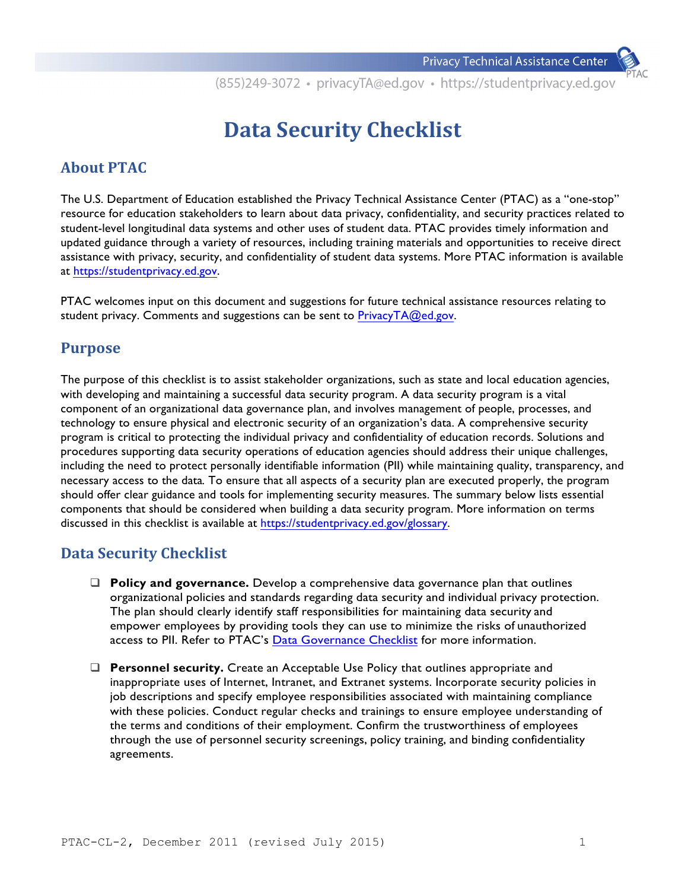# Data Security Checklist

## About PTAC

The U.S. Department of Education established the Privacy Technical Assistance Center (PTAC) as a "one-stop" resource for education stakeholders to learn about data privacy, confidentiality, and security practices related to student-level longitudinal data systems and other uses of student data. PTAC provides timely information and updated guidance through a variety of resources, including training materials and opportunities to receive direct assistance with privacy, security, and confidentiality of student data systems. More PTAC information is available at https://studentprivacy.ed.gov.

PTAC welcomes input on this document and suggestions for future technical assistance resources relating to student privacy. Comments and suggestions can be sent to PrivacyTA@ed.gov.

## Purpose

The purpose of this checklist is to assist stakeholder organizations, such as state and local education agencies, with developing and maintaining a successful data security program. A data security program is a vital component of an organizational data governance plan, and involves management of people, processes, and technology to ensure physical and electronic security of an organization's data. A comprehensive security program is critical to protecting the individual privacy and confidentiality of education records. Solutions and procedures supporting data security operations of education agencies should address their unique challenges, including the need to protect personally identifiable information (PII) while maintaining quality, transparency, and necessary access to the data. To ensure that all aspects of a security plan are executed properly, the program should offer clear guidance and tools for implementing security measures. The summary below lists essential components that should be considered when building a data security program. More information on terms discussed in this checklist is available at https://studentprivacy.ed.gov/glossary.

## Data Security Checklist

- ❑ **Policy and governance.** Develop a comprehensive data governance plan that outlines organizational policies and standards regarding data security and individual privacy protection. The plan should clearly identify staff responsibilities for maintaining data security and empower employees by providing tools they can use to minimize the risks of unauthorized access to PII. Refer to PTAC's Data Governance Checklist for more information.

- ❑ **Personnel security.** Create an Acceptable Use Policy that outlines appropriate and inappropriate uses of Internet, Intranet, and Extranet systems. Incorporate security policies in job descriptions and specify employee responsibilities associated with maintaining compliance with these policies. Conduct regular checks and trainings to ensure employee understanding of the terms and conditions of their employment. Confirm the trustworthiness of employees through the use of personnel security screenings, policy training, and binding confidentiality agreements.

PTAC-CL-2, December 2011 (revised July 2015)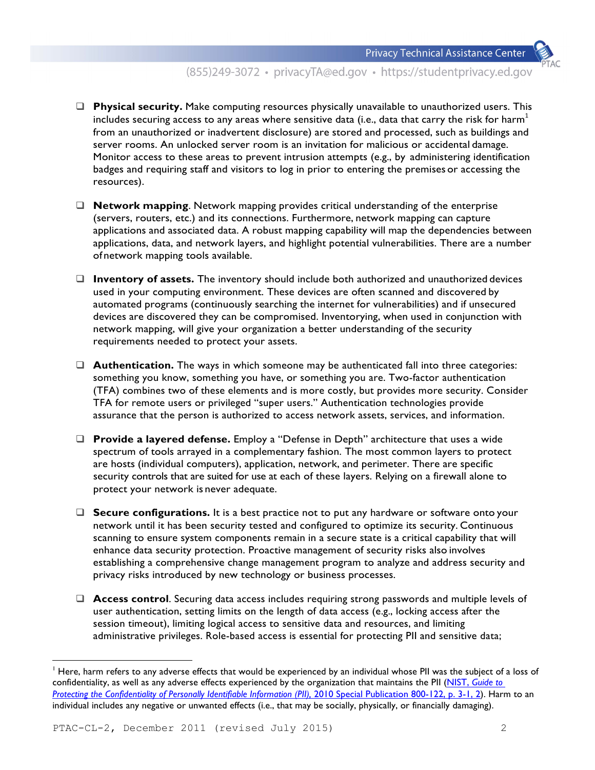- **Physical security.** Make computing resources physically unavailable to unauthorized users. This includes securing access to any areas where sensitive data (i.e., data that carry the risk for harm[1] from an unauthorized or inadvertent disclosure) are stored and processed, such as buildings and server rooms. An unlocked server room is an invitation for malicious or accidental damage. Monitor access to these areas to prevent intrusion attempts (e.g., by administering identification badges and requiring staff and visitors to log in prior to entering the premises or accessing the resources).

- **Network mapping**. Network mapping provides critical understanding of the enterprise (servers, routers, etc.) and its connections. Furthermore, network mapping can capture applications and associated data. A robust mapping capability will map the dependencies between applications, data, and network layers, and highlight potential vulnerabilities. There are a number of network mapping tools available.

- **Inventory of assets.** The inventory should include both authorized and unauthorized devices used in your computing environment. These devices are often scanned and discovered by automated programs (continuously searching the internet for vulnerabilities) and if unsecured devices are discovered they can be compromised. Inventorying, when used in conjunction with network mapping, will give your organization a better understanding of the security requirements needed to protect your assets.

- **Authentication.** The ways in which someone may be authenticated fall into three categories: something you know, something you have, or something you are. Two-factor authentication (TFA) combines two of these elements and is more costly, but provides more security. Consider TFA for remote users or privileged "super users." Authentication technologies provide assurance that the person is authorized to access network assets, services, and information.

- **Provide a layered defense.** Employ a "Defense in Depth" architecture that uses a wide spectrum of tools arrayed in a complementary fashion. The most common layers to protect are hosts (individual computers), application, network, and perimeter. There are specific security controls that are suited for use at each of these layers. Relying on a firewall alone to protect your network is never adequate.

- **Secure configurations.** It is a best practice not to put any hardware or software onto your network until it has been security tested and configured to optimize its security. Continuous scanning to ensure system components remain in a secure state is a critical capability that will enhance data security protection. Proactive management of security risks also involves establishing a comprehensive change management program to analyze and address security and privacy risks introduced by new technology or business processes.

- **Access control**. Securing data access includes requiring strong passwords and multiple levels of user authentication, setting limits on the length of data access (e.g., locking access after the session timeout), limiting logical access to sensitive data and resources, and limiting administrative privileges. Role-based access is essential for protecting PII and sensitive data;

---

[1] Here, harm refers to any adverse effects that would be experienced by an individual whose PII was the subject of a loss of confidentiality, as well as any adverse effects experienced by the organization that maintains the PII ([NIST, *Guide to Protecting the Confidentiality of Personally Identifiable Information (PII)*, 2010 Special Publication 800-122, p. 3-1, 2]). Harm to an individual includes any negative or unwanted effects (i.e., that may be socially, physically, or financially damaging).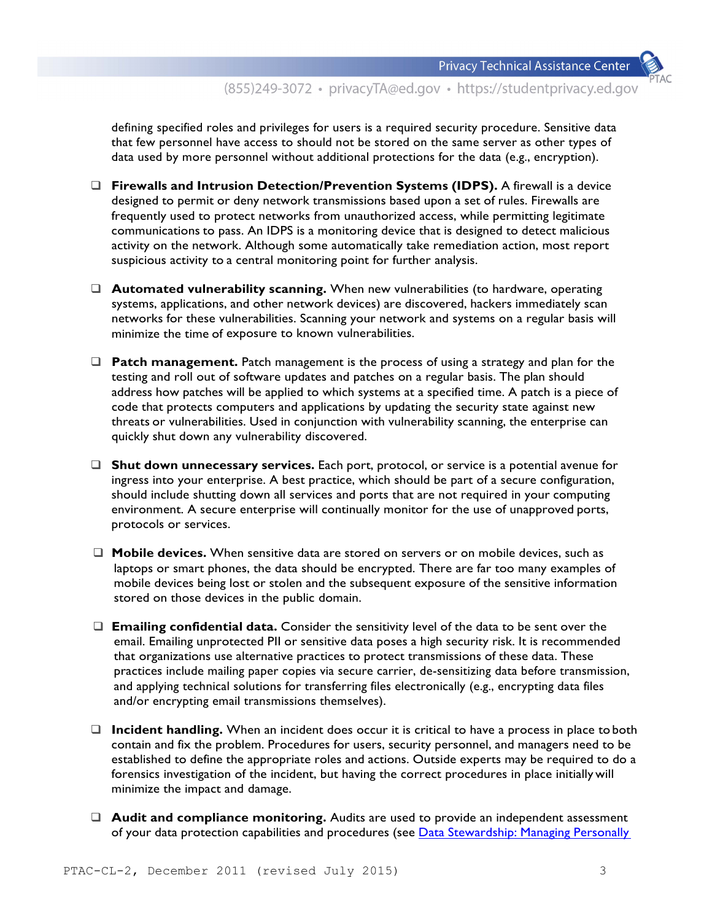defining specified roles and privileges for users is a required security procedure. Sensitive data that few personnel have access to should not be stored on the same server as other types of data used by more personnel without additional protections for the data (e.g., encryption).

- **Firewalls and Intrusion Detection/Prevention Systems (IDPS).** A firewall is a device designed to permit or deny network transmissions based upon a set of rules. Firewalls are frequently used to protect networks from unauthorized access, while permitting legitimate communications to pass. An IDPS is a monitoring device that is designed to detect malicious activity on the network. Although some automatically take remediation action, most report suspicious activity to a central monitoring point for further analysis.

- **Automated vulnerability scanning.** When new vulnerabilities (to hardware, operating systems, applications, and other network devices) are discovered, hackers immediately scan networks for these vulnerabilities. Scanning your network and systems on a regular basis will minimize the time of exposure to known vulnerabilities.

- **Patch management.** Patch management is the process of using a strategy and plan for the testing and roll out of software updates and patches on a regular basis. The plan should address how patches will be applied to which systems at a specified time. A patch is a piece of code that protects computers and applications by updating the security state against new threats or vulnerabilities. Used in conjunction with vulnerability scanning, the enterprise can quickly shut down any vulnerability discovered.

- **Shut down unnecessary services.** Each port, protocol, or service is a potential avenue for ingress into your enterprise. A best practice, which should be part of a secure configuration, should include shutting down all services and ports that are not required in your computing environment. A secure enterprise will continually monitor for the use of unapproved ports, protocols or services.

- **Mobile devices.** When sensitive data are stored on servers or on mobile devices, such as laptops or smart phones, the data should be encrypted. There are far too many examples of mobile devices being lost or stolen and the subsequent exposure of the sensitive information stored on those devices in the public domain.

- **Emailing confidential data.** Consider the sensitivity level of the data to be sent over the email. Emailing unprotected PII or sensitive data poses a high security risk. It is recommended that organizations use alternative practices to protect transmissions of these data. These practices include mailing paper copies via secure carrier, de-sensitizing data before transmission, and applying technical solutions for transferring files electronically (e.g., encrypting data files and/or encrypting email transmissions themselves).

- **Incident handling.** When an incident does occur it is critical to have a process in place to both contain and fix the problem. Procedures for users, security personnel, and managers need to be established to define the appropriate roles and actions. Outside experts may be required to do a forensics investigation of the incident, but having the correct procedures in place initially will minimize the impact and damage.

- **Audit and compliance monitoring.** Audits are used to provide an independent assessment of your data protection capabilities and procedures (see Data Stewardship: Managing Personally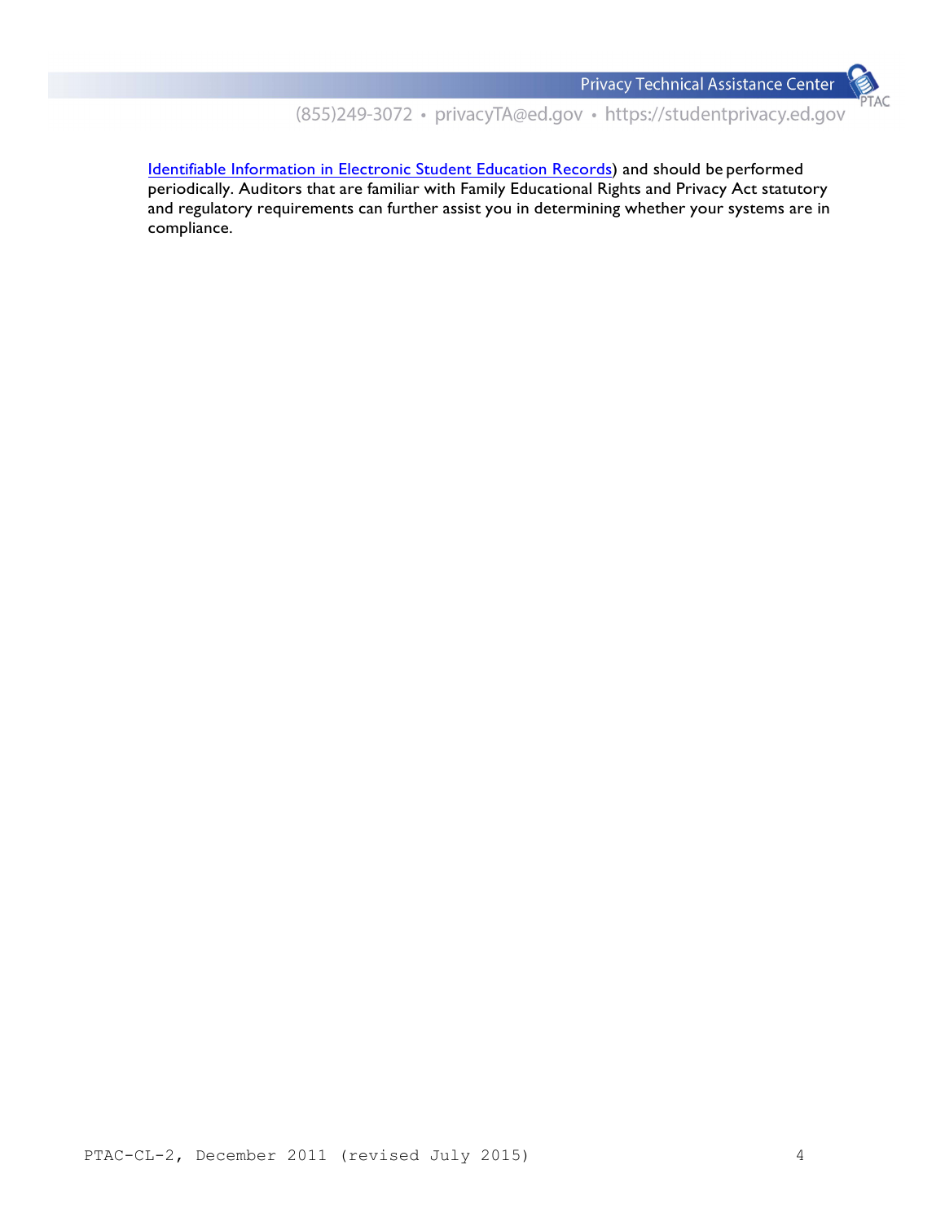Identifiable Information in Electronic Student Education Records) and should be performed periodically. Auditors that are familiar with Family Educational Rights and Privacy Act statutory and regulatory requirements can further assist you in determining whether your systems are in compliance.